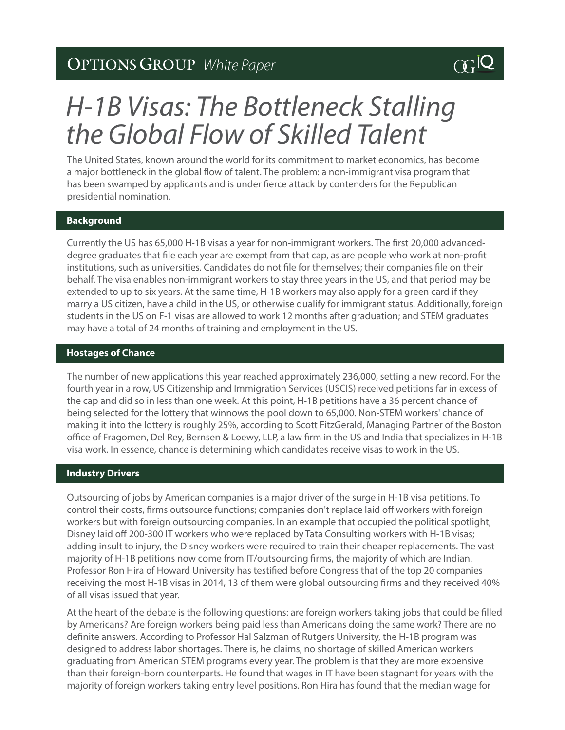**Options Group** *White Paper*

# *H-1B Visas: The Bottleneck Stalling the Global Flow of Skilled Talent*

The United States, known around the world for its commitment to market economics, has become a major bottleneck in the global flow of talent. The problem: a non-immigrant visa program that has been swamped by applicants and is under fierce attack by contenders for the Republican presidential nomination.

## Background

Currently the US has 65,000 H-1B visas a year for non-immigrant workers. The first 20,000 advanced-degree graduates that file each year are exempt from that cap, as are people who work at non-profit institutions, such as universities. Candidates do not file for themselves; their companies file on their behalf. The visa enables non-immigrant workers to stay three years in the US, and that period may be extended to up to six years. At the same time, H-1B workers may also apply for a green card if they marry a US citizen, have a child in the US, or otherwise qualify for immigrant status. Additionally, foreign students in the US on F-1 visas are allowed to work 12 months after graduation; and STEM graduates may have a total of 24 months of training and employment in the US.

## Hostages of Chance

The number of new applications this year reached approximately 236,000, setting a new record. For the fourth year in a row, US Citizenship and Immigration Services (USCIS) received petitions far in excess of the cap and did so in less than one week. At this point, H-1B petitions have a 36 percent chance of being selected for the lottery that winnows the pool down to 65,000. Non-STEM workers' chance of making it into the lottery is roughly 25%, according to Scott FitzGerald, Managing Partner of the Boston office of Fragomen, Del Rey, Bernsen & Loewy, LLP, a law firm in the US and India that specializes in H-1B visa work. In essence, chance is determining which candidates receive visas to work in the US.

## Industry Drivers

Outsourcing of jobs by American companies is a major driver of the surge in H-1B visa petitions. To control their costs, firms outsource functions; companies don't replace laid off workers with foreign workers but with foreign outsourcing companies. In an example that occupied the political spotlight, Disney laid off 200-300 IT workers who were replaced by Tata Consulting workers with H-1B visas; adding insult to injury, the Disney workers were required to train their cheaper replacements. The vast majority of H-1B petitions now come from IT/outsourcing firms, the majority of which are Indian. Professor Ron Hira of Howard University has testified before Congress that of the top 20 companies receiving the most H-1B visas in 2014, 13 of them were global outsourcing firms and they received 40% of all visas issued that year.

At the heart of the debate is the following questions: are foreign workers taking jobs that could be filled by Americans? Are foreign workers being paid less than Americans doing the same work? There are no definite answers. According to Professor Hal Salzman of Rutgers University, the H-1B program was designed to address labor shortages. There is, he claims, no shortage of skilled American workers graduating from American STEM programs every year. The problem is that they are more expensive than their foreign-born counterparts. He found that wages in IT have been stagnant for years with the majority of foreign workers taking entry level positions. Ron Hira has found that the median wage for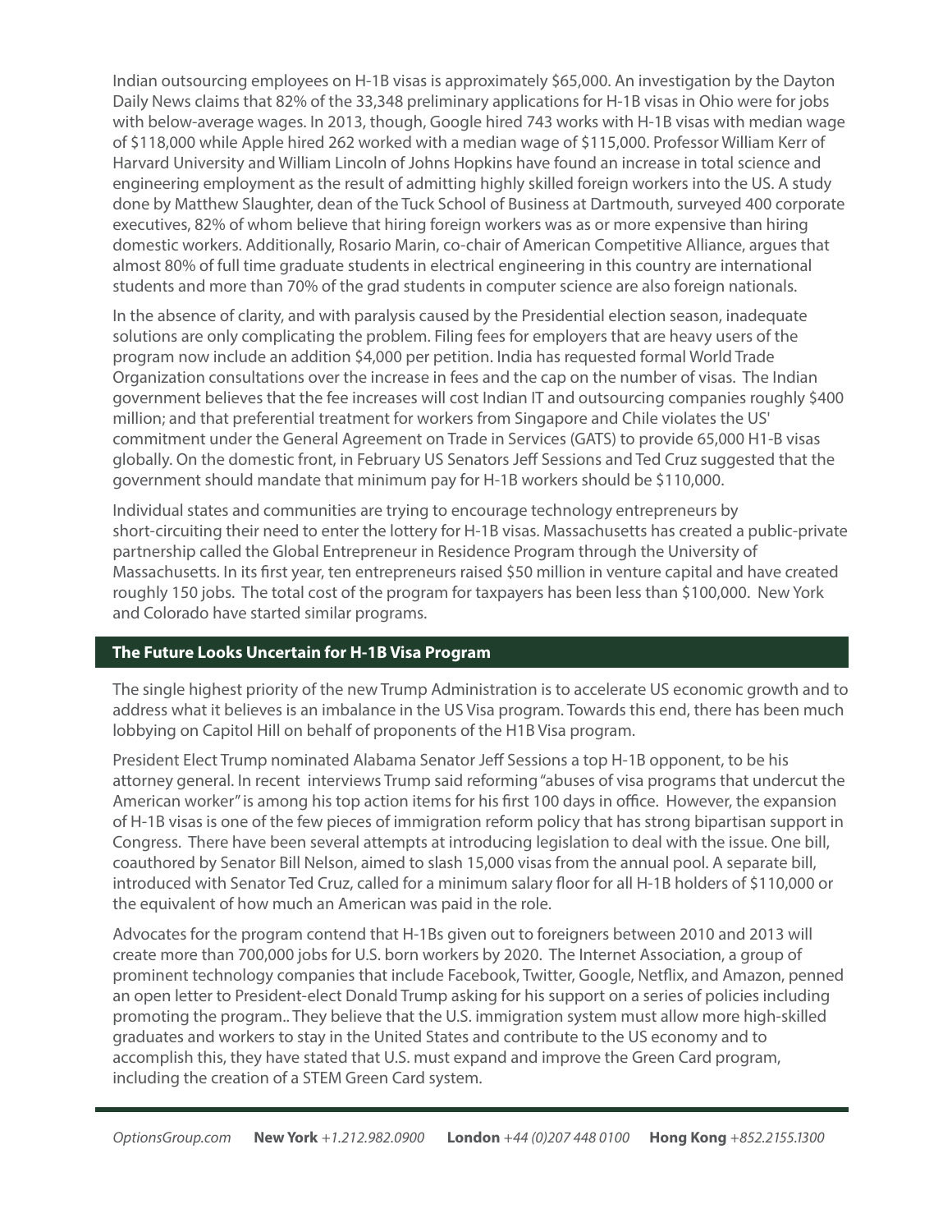Indian outsourcing employees on H-1B visas is approximately $65,000. An investigation by the Dayton Daily News claims that 82% of the 33,348 preliminary applications for H-1B visas in Ohio were for jobs with below-average wages. In 2013, though, Google hired 743 works with H-1B visas with median wage of $118,000 while Apple hired 262 worked with a median wage of $115,000. Professor William Kerr of Harvard University and William Lincoln of Johns Hopkins have found an increase in total science and engineering employment as the result of admitting highly skilled foreign workers into the US. A study done by Matthew Slaughter, dean of the Tuck School of Business at Dartmouth, surveyed 400 corporate executives, 82% of whom believe that hiring foreign workers was as or more expensive than hiring domestic workers. Additionally, Rosario Marin, co-chair of American Competitive Alliance, argues that almost 80% of full time graduate students in electrical engineering in this country are international students and more than 70% of the grad students in computer science are also foreign nationals.

In the absence of clarity, and with paralysis caused by the Presidential election season, inadequate solutions are only complicating the problem. Filing fees for employers that are heavy users of the program now include an addition $4,000 per petition. India has requested formal World Trade Organization consultations over the increase in fees and the cap on the number of visas. The Indian government believes that the fee increases will cost Indian IT and outsourcing companies roughly $400 million; and that preferential treatment for workers from Singapore and Chile violates the US' commitment under the General Agreement on Trade in Services (GATS) to provide 65,000 H1-B visas globally. On the domestic front, in February US Senators Jeff Sessions and Ted Cruz suggested that the government should mandate that minimum pay for H-1B workers should be $110,000.

Individual states and communities are trying to encourage technology entrepreneurs by short-circuiting their need to enter the lottery for H-1B visas. Massachusetts has created a public-private partnership called the Global Entrepreneur in Residence Program through the University of Massachusetts. In its first year, ten entrepreneurs raised $50 million in venture capital and have created roughly 150 jobs. The total cost of the program for taxpayers has been less than $100,000. New York and Colorado have started similar programs.

## The Future Looks Uncertain for H-1B Visa Program

The single highest priority of the new Trump Administration is to accelerate US economic growth and to address what it believes is an imbalance in the US Visa program. Towards this end, there has been much lobbying on Capitol Hill on behalf of proponents of the H1B Visa program.

President Elect Trump nominated Alabama Senator Jeff Sessions a top H-1B opponent, to be his attorney general. In recent interviews Trump said reforming "abuses of visa programs that undercut the American worker" is among his top action items for his first 100 days in office. However, the expansion of H-1B visas is one of the few pieces of immigration reform policy that has strong bipartisan support in Congress. There have been several attempts at introducing legislation to deal with the issue. One bill, coauthored by Senator Bill Nelson, aimed to slash 15,000 visas from the annual pool. A separate bill, introduced with Senator Ted Cruz, called for a minimum salary floor for all H-1B holders of $110,000 or the equivalent of how much an American was paid in the role.

Advocates for the program contend that H-1Bs given out to foreigners between 2010 and 2013 will create more than 700,000 jobs for U.S. born workers by 2020. The Internet Association, a group of prominent technology companies that include Facebook, Twitter, Google, Netflix, and Amazon, penned an open letter to President-elect Donald Trump asking for his support on a series of policies including promoting the program.. They believe that the U.S. immigration system must allow more high-skilled graduates and workers to stay in the United States and contribute to the US economy and to accomplish this, they have stated that U.S. must expand and improve the Green Card program, including the creation of a STEM Green Card system.